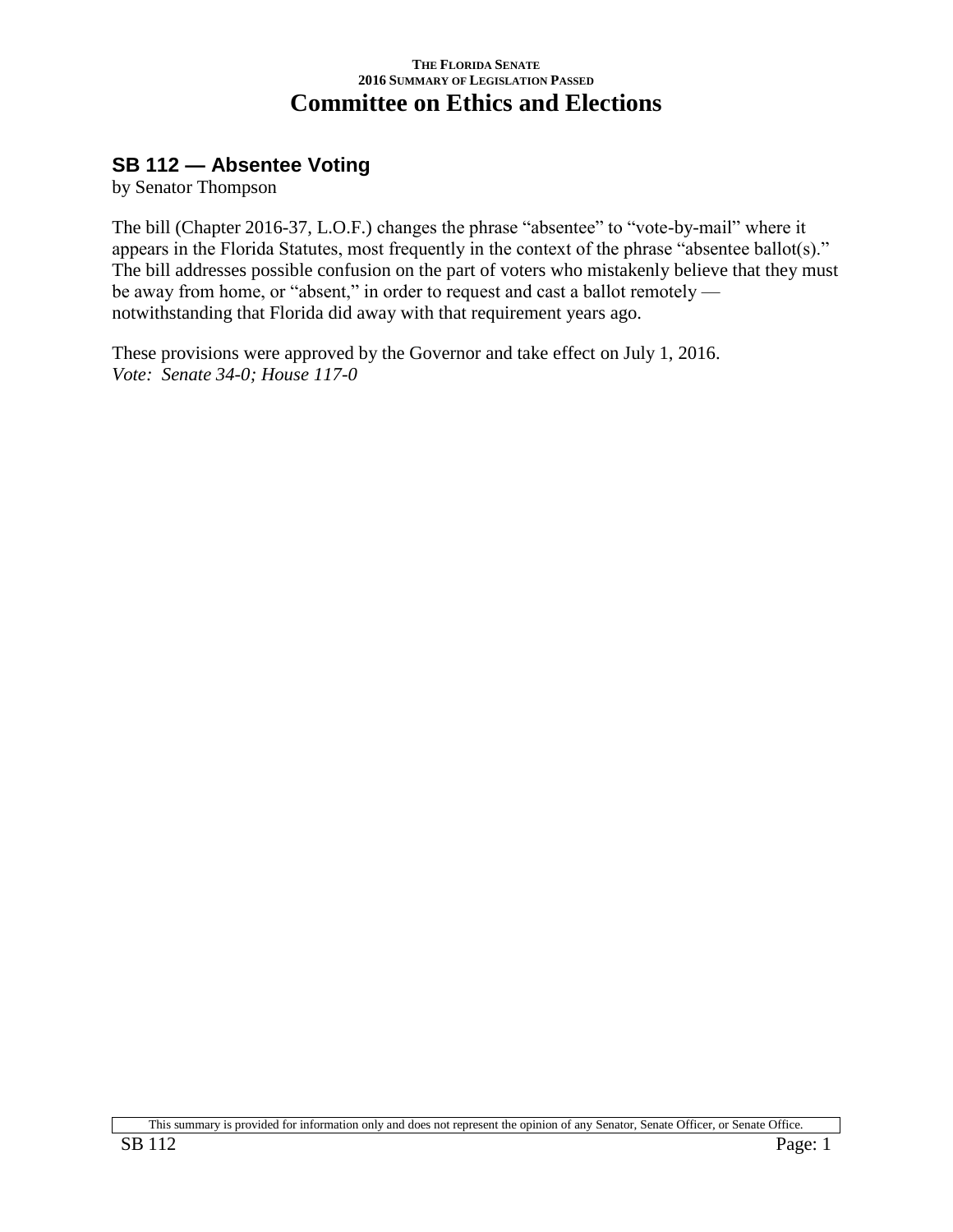THE FLORIDA SENATE
2016 SUMMARY OF LEGISLATION PASSED

# Committee on Ethics and Elections

## SB 112 — Absentee Voting

by Senator Thompson

The bill (Chapter 2016-37, L.O.F.) changes the phrase "absentee" to "vote-by-mail" where it appears in the Florida Statutes, most frequently in the context of the phrase "absentee ballot(s)." The bill addresses possible confusion on the part of voters who mistakenly believe that they must be away from home, or "absent," in order to request and cast a ballot remotely — notwithstanding that Florida did away with that requirement years ago.

These provisions were approved by the Governor and take effect on July 1, 2016.
*Vote: Senate 34-0; House 117-0*

This summary is provided for information only and does not represent the opinion of any Senator, Senate Officer, or Senate Office.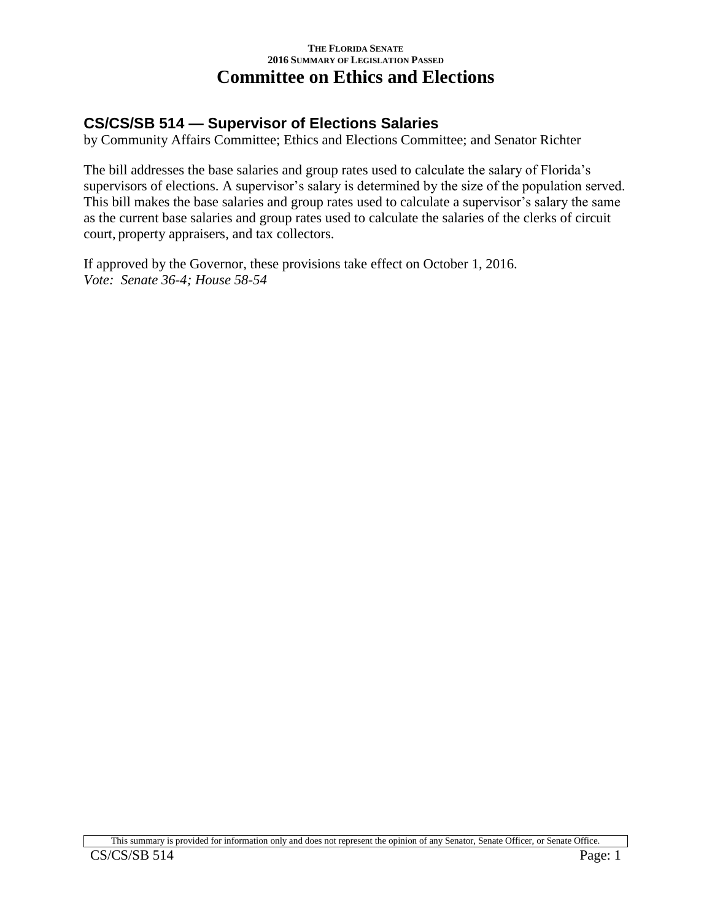THE FLORIDA SENATE
2016 SUMMARY OF LEGISLATION PASSED

# Committee on Ethics and Elections

## CS/CS/SB 514 — Supervisor of Elections Salaries

by Community Affairs Committee; Ethics and Elections Committee; and Senator Richter

The bill addresses the base salaries and group rates used to calculate the salary of Florida's supervisors of elections. A supervisor's salary is determined by the size of the population served. This bill makes the base salaries and group rates used to calculate a supervisor's salary the same as the current base salaries and group rates used to calculate the salaries of the clerks of circuit court, property appraisers, and tax collectors.

If approved by the Governor, these provisions take effect on October 1, 2016.
*Vote: Senate 36-4; House 58-54*

This summary is provided for information only and does not represent the opinion of any Senator, Senate Officer, or Senate Office.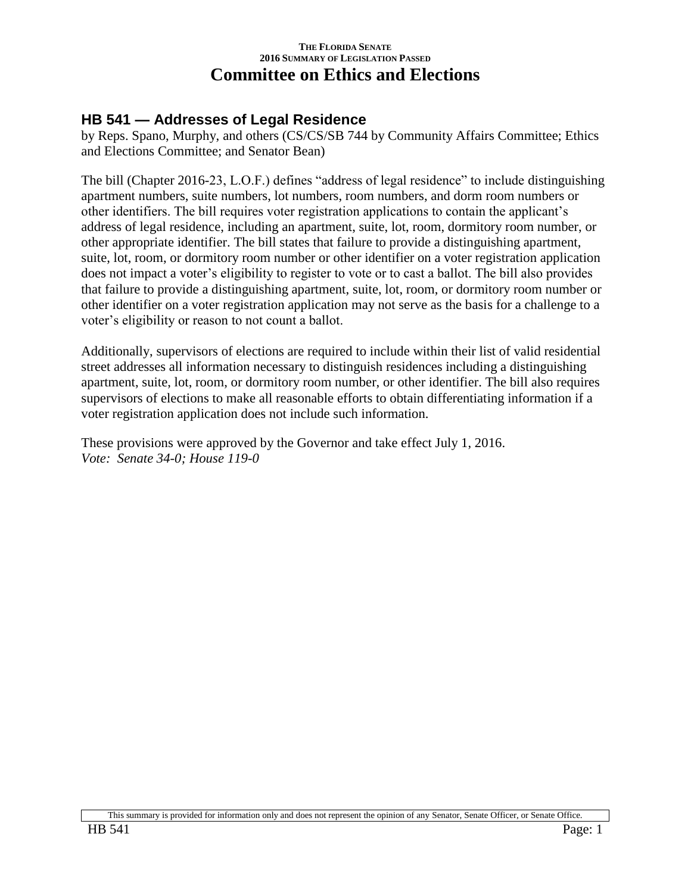## HB 541 — Addresses of Legal Residence

by Reps. Spano, Murphy, and others (CS/CS/SB 744 by Community Affairs Committee; Ethics and Elections Committee; and Senator Bean)

The bill (Chapter 2016-23, L.O.F.) defines "address of legal residence" to include distinguishing apartment numbers, suite numbers, lot numbers, room numbers, and dorm room numbers or other identifiers. The bill requires voter registration applications to contain the applicant's address of legal residence, including an apartment, suite, lot, room, dormitory room number, or other appropriate identifier. The bill states that failure to provide a distinguishing apartment, suite, lot, room, or dormitory room number or other identifier on a voter registration application does not impact a voter's eligibility to register to vote or to cast a ballot. The bill also provides that failure to provide a distinguishing apartment, suite, lot, room, or dormitory room number or other identifier on a voter registration application may not serve as the basis for a challenge to a voter's eligibility or reason to not count a ballot.

Additionally, supervisors of elections are required to include within their list of valid residential street addresses all information necessary to distinguish residences including a distinguishing apartment, suite, lot, room, or dormitory room number, or other identifier. The bill also requires supervisors of elections to make all reasonable efforts to obtain differentiating information if a voter registration application does not include such information.

These provisions were approved by the Governor and take effect July 1, 2016.
*Vote: Senate 34-0; House 119-0*

This summary is provided for information only and does not represent the opinion of any Senator, Senate Officer, or Senate Office.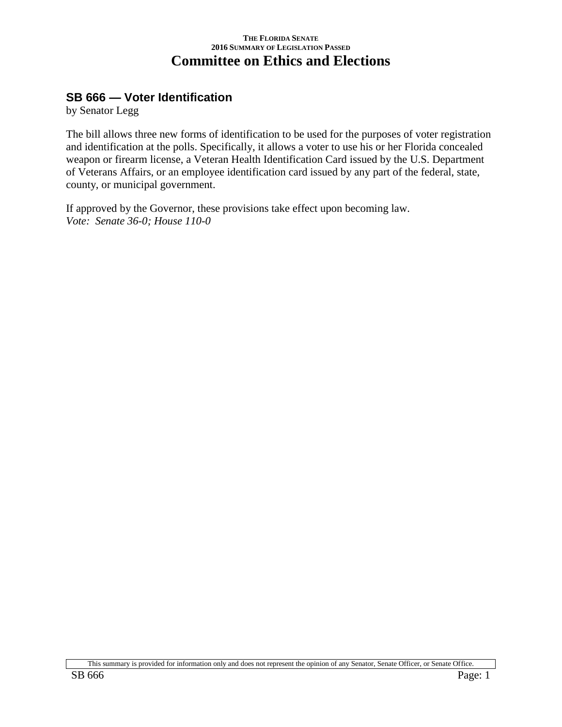**THE FLORIDA SENATE**
**2016 SUMMARY OF LEGISLATION PASSED**

# Committee on Ethics and Elections

## SB 666 — Voter Identification

by Senator Legg

The bill allows three new forms of identification to be used for the purposes of voter registration and identification at the polls. Specifically, it allows a voter to use his or her Florida concealed weapon or firearm license, a Veteran Health Identification Card issued by the U.S. Department of Veterans Affairs, or an employee identification card issued by any part of the federal, state, county, or municipal government.

If approved by the Governor, these provisions take effect upon becoming law.
*Vote: Senate 36-0; House 110-0*

This summary is provided for information only and does not represent the opinion of any Senator, Senate Officer, or Senate Office.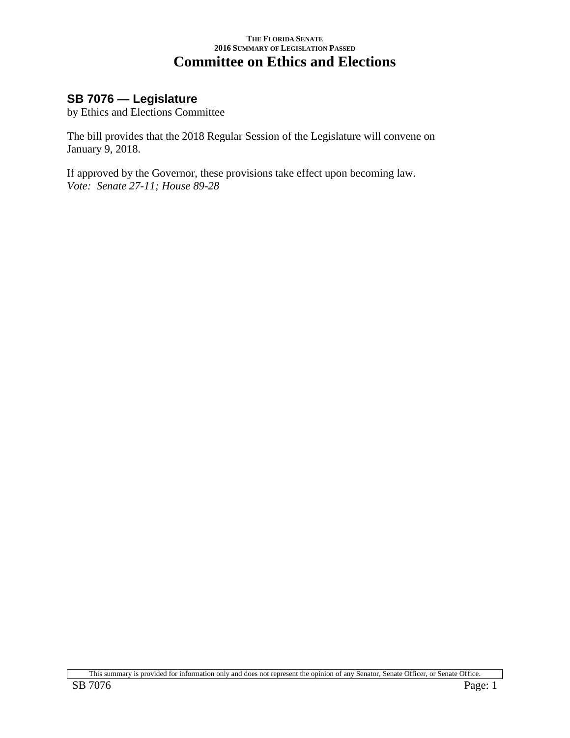## SB 7076 — Legislature

by Ethics and Elections Committee

The bill provides that the 2018 Regular Session of the Legislature will convene on January 9, 2018.

If approved by the Governor, these provisions take effect upon becoming law.
*Vote: Senate 27-11; House 89-28*